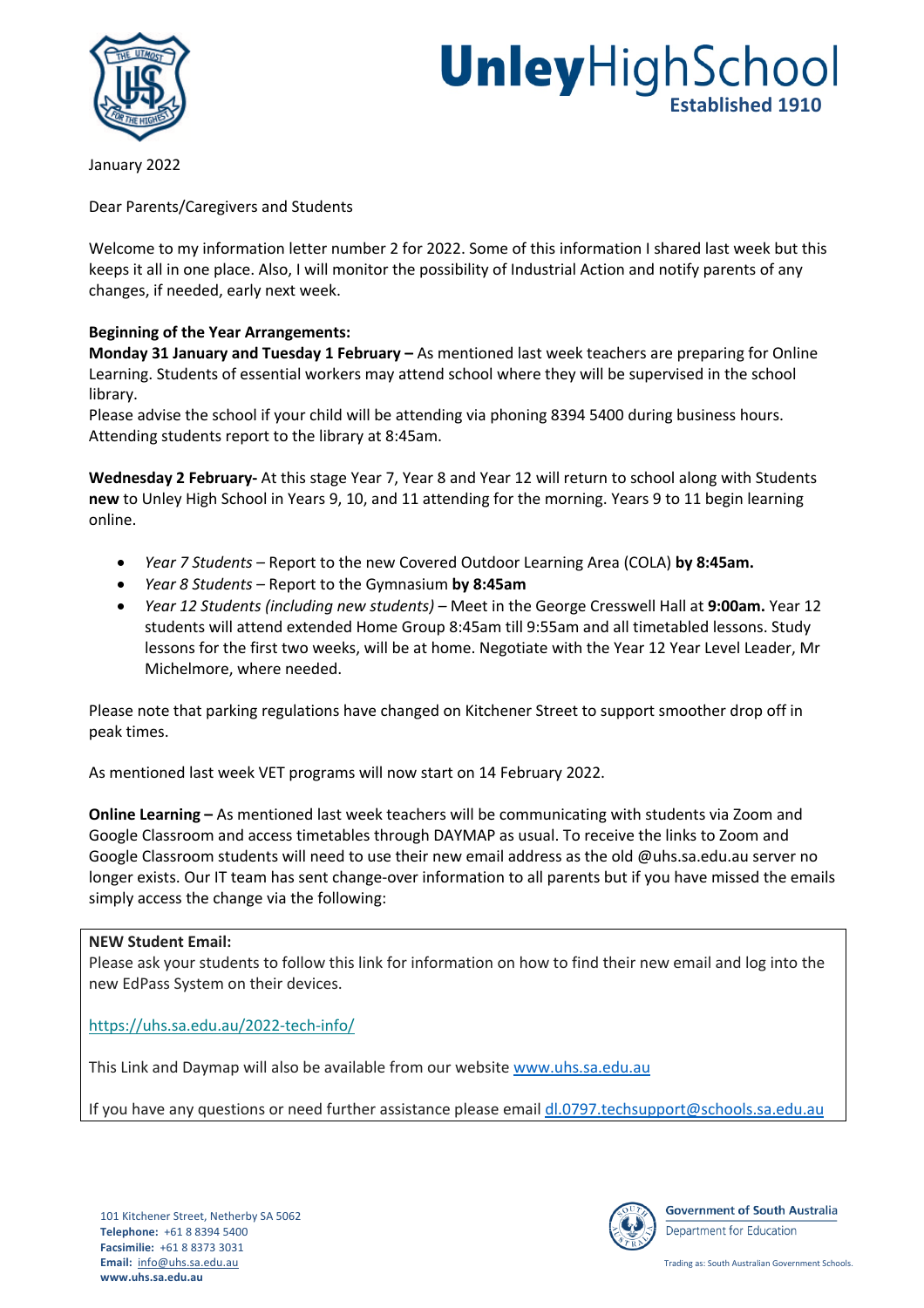# Unley High School

**Established 1910**

January 2022

Dear Parents/Caregivers and Students

Welcome to my information letter number 2 for 2022. Some of this information I shared last week but this keeps it all in one place. Also, I will monitor the possibility of Industrial Action and notify parents of any changes, if needed, early next week.

**Beginning of the Year Arrangements:**

**Monday 31 January and Tuesday 1 February –** As mentioned last week teachers are preparing for Online Learning. Students of essential workers may attend school where they will be supervised in the school library.

Please advise the school if your child will be attending via phoning 8394 5400 during business hours. Attending students report to the library at 8:45am.

**Wednesday 2 February-** At this stage Year 7, Year 8 and Year 12 will return to school along with Students **new** to Unley High School in Years 9, 10, and 11 attending for the morning. Years 9 to 11 begin learning online.

- *Year 7 Students* – Report to the new Covered Outdoor Learning Area (COLA) **by 8:45am.**
- *Year 8 Students* – Report to the Gymnasium **by 8:45am**
- *Year 12 Students (including new students)* – Meet in the George Cresswell Hall at **9:00am.** Year 12 students will attend extended Home Group 8:45am till 9:55am and all timetabled lessons. Study lessons for the first two weeks, will be at home. Negotiate with the Year 12 Year Level Leader, Mr Michelmore, where needed.

Please note that parking regulations have changed on Kitchener Street to support smoother drop off in peak times.

As mentioned last week VET programs will now start on 14 February 2022.

**Online Learning –** As mentioned last week teachers will be communicating with students via Zoom and Google Classroom and access timetables through DAYMAP as usual. To receive the links to Zoom and Google Classroom students will need to use their new email address as the old @uhs.sa.edu.au server no longer exists. Our IT team has sent change-over information to all parents but if you have missed the emails simply access the change via the following:

**NEW Student Email:**

Please ask your students to follow this link for information on how to find their new email and log into the new EdPass System on their devices.

https://uhs.sa.edu.au/2022-tech-info/

This Link and Daymap will also be available from our website www.uhs.sa.edu.au

If you have any questions or need further assistance please email dl.0797.techsupport@schools.sa.edu.au

101 Kitchener Street, Netherby SA 5062
**Telephone:** +61 8 8394 5400
**Facsimile:** +61 8 8373 3031
**Email:** info@uhs.sa.edu.au
**www.uhs.sa.edu.au**

Government of South Australia
Department for Education

Trading as: South Australian Government Schools.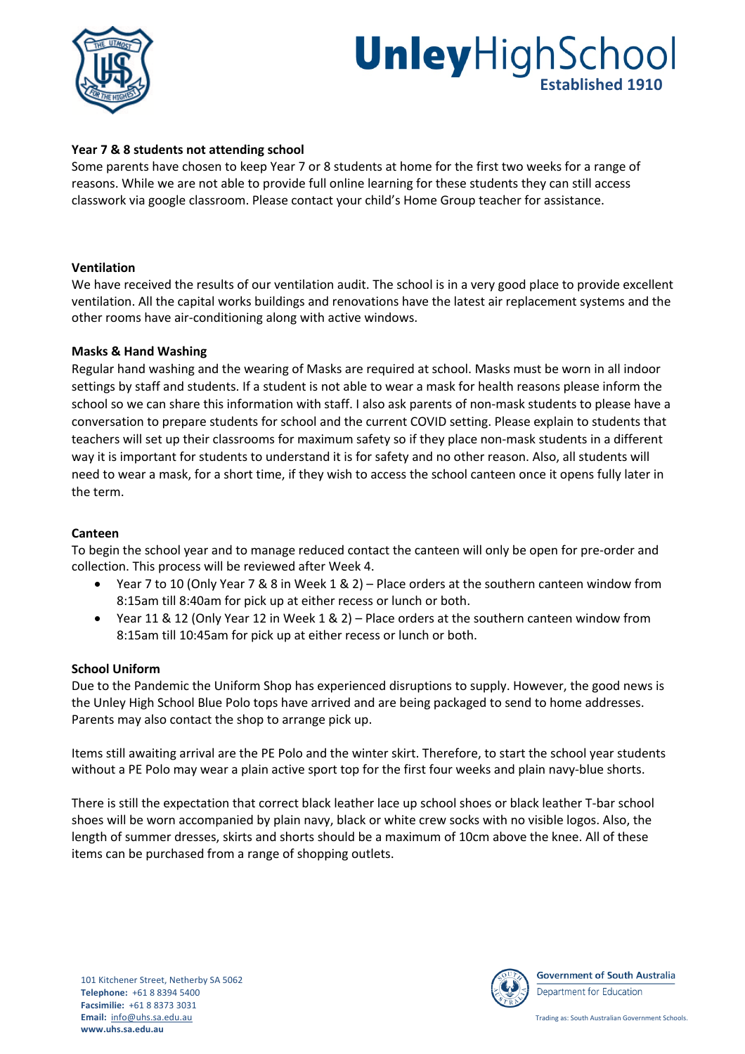**Year 7 & 8 students not attending school**

Some parents have chosen to keep Year 7 or 8 students at home for the first two weeks for a range of reasons. While we are not able to provide full online learning for these students they can still access classwork via google classroom. Please contact your child's Home Group teacher for assistance.

**Ventilation**

We have received the results of our ventilation audit. The school is in a very good place to provide excellent ventilation. All the capital works buildings and renovations have the latest air replacement systems and the other rooms have air-conditioning along with active windows.

**Masks & Hand Washing**

Regular hand washing and the wearing of Masks are required at school. Masks must be worn in all indoor settings by staff and students. If a student is not able to wear a mask for health reasons please inform the school so we can share this information with staff. I also ask parents of non-mask students to please have a conversation to prepare students for school and the current COVID setting. Please explain to students that teachers will set up their classrooms for maximum safety so if they place non-mask students in a different way it is important for students to understand it is for safety and no other reason. Also, all students will need to wear a mask, for a short time, if they wish to access the school canteen once it opens fully later in the term.

**Canteen**

To begin the school year and to manage reduced contact the canteen will only be open for pre-order and collection. This process will be reviewed after Week 4.

- Year 7 to 10 (Only Year 7 & 8 in Week 1 & 2) – Place orders at the southern canteen window from 8:15am till 8:40am for pick up at either recess or lunch or both.
- Year 11 & 12 (Only Year 12 in Week 1 & 2) – Place orders at the southern canteen window from 8:15am till 10:45am for pick up at either recess or lunch or both.

**School Uniform**

Due to the Pandemic the Uniform Shop has experienced disruptions to supply. However, the good news is the Unley High School Blue Polo tops have arrived and are being packaged to send to home addresses. Parents may also contact the shop to arrange pick up.

Items still awaiting arrival are the PE Polo and the winter skirt. Therefore, to start the school year students without a PE Polo may wear a plain active sport top for the first four weeks and plain navy-blue shorts.

There is still the expectation that correct black leather lace up school shoes or black leather T-bar school shoes will be worn accompanied by plain navy, black or white crew socks with no visible logos. Also, the length of summer dresses, skirts and shorts should be a maximum of 10cm above the knee. All of these items can be purchased from a range of shopping outlets.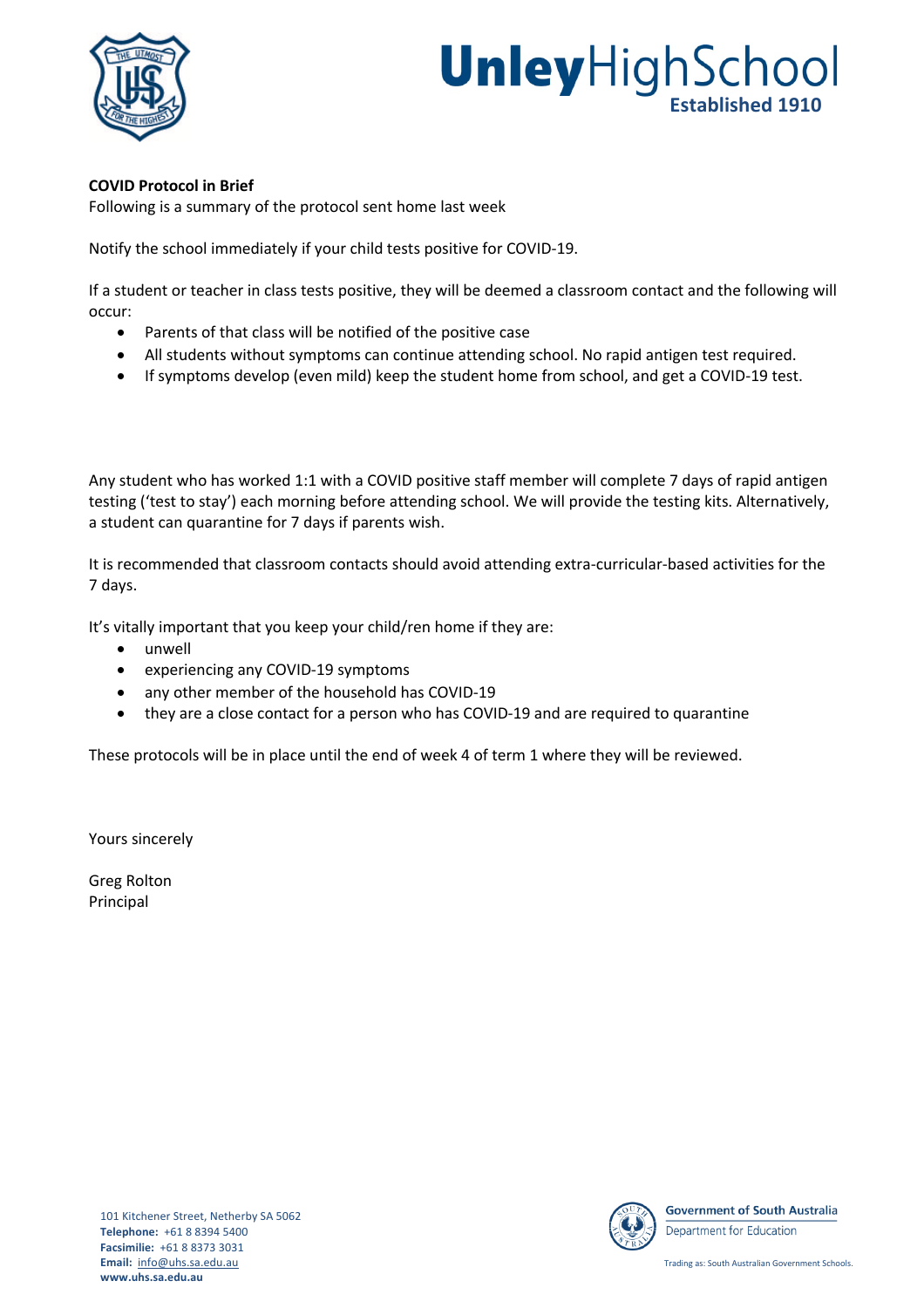**COVID Protocol in Brief**

Following is a summary of the protocol sent home last week

Notify the school immediately if your child tests positive for COVID-19.

If a student or teacher in class tests positive, they will be deemed a classroom contact and the following will occur:

- Parents of that class will be notified of the positive case
- All students without symptoms can continue attending school. No rapid antigen test required.
- If symptoms develop (even mild) keep the student home from school, and get a COVID-19 test.

Any student who has worked 1:1 with a COVID positive staff member will complete 7 days of rapid antigen testing ('test to stay') each morning before attending school. We will provide the testing kits. Alternatively, a student can quarantine for 7 days if parents wish.

It is recommended that classroom contacts should avoid attending extra-curricular-based activities for the 7 days.

It's vitally important that you keep your child/ren home if they are:

- unwell
- experiencing any COVID-19 symptoms
- any other member of the household has COVID-19
- they are a close contact for a person who has COVID-19 and are required to quarantine

These protocols will be in place until the end of week 4 of term 1 where they will be reviewed.

Yours sincerely

Greg Rolton
Principal